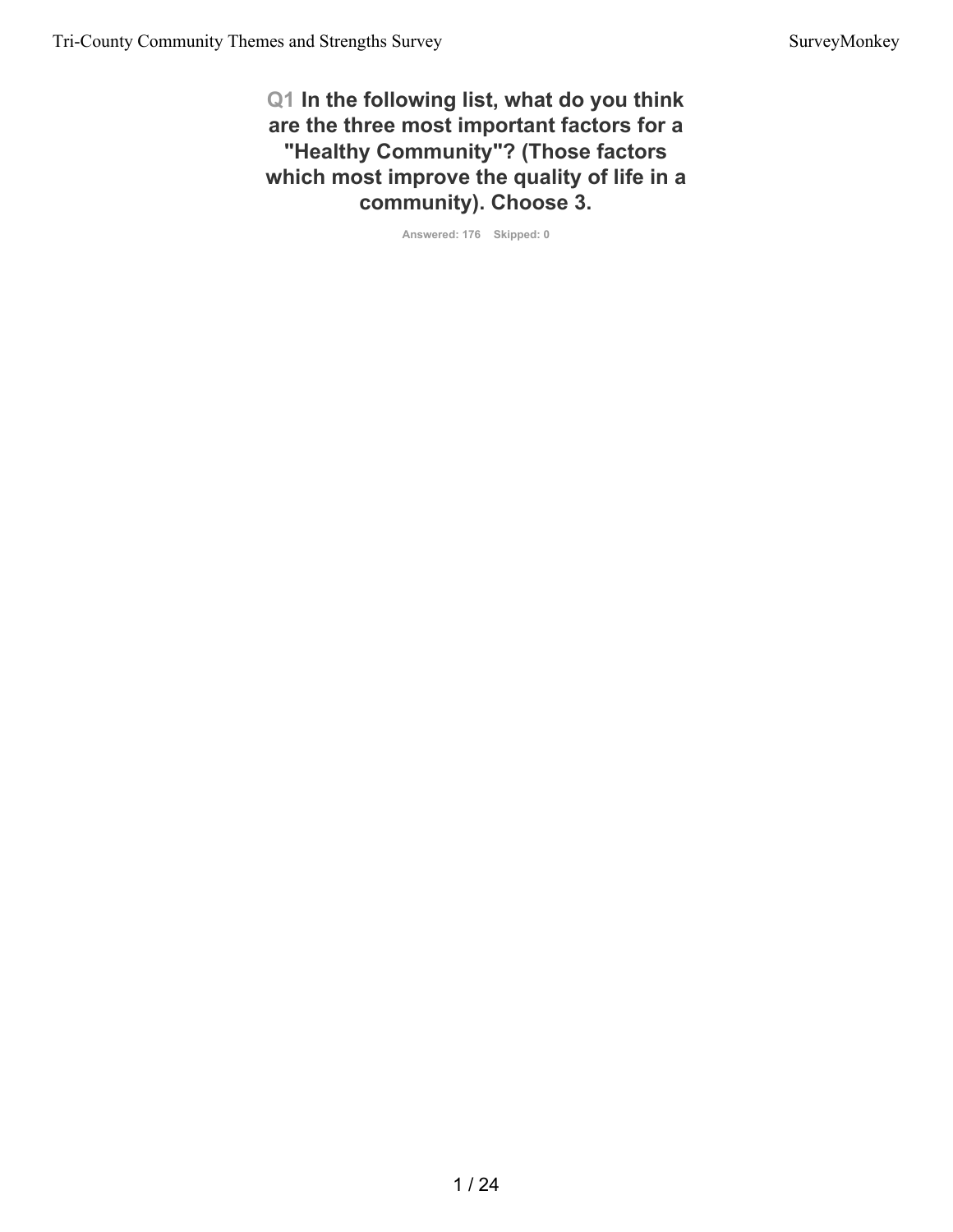## Q1 In the following list, what do you think are the three most important factors for a "Healthy Community"? (Those factors which most improve the quality of life in a community). Choose 3.

Answered: 176 Skipped: 0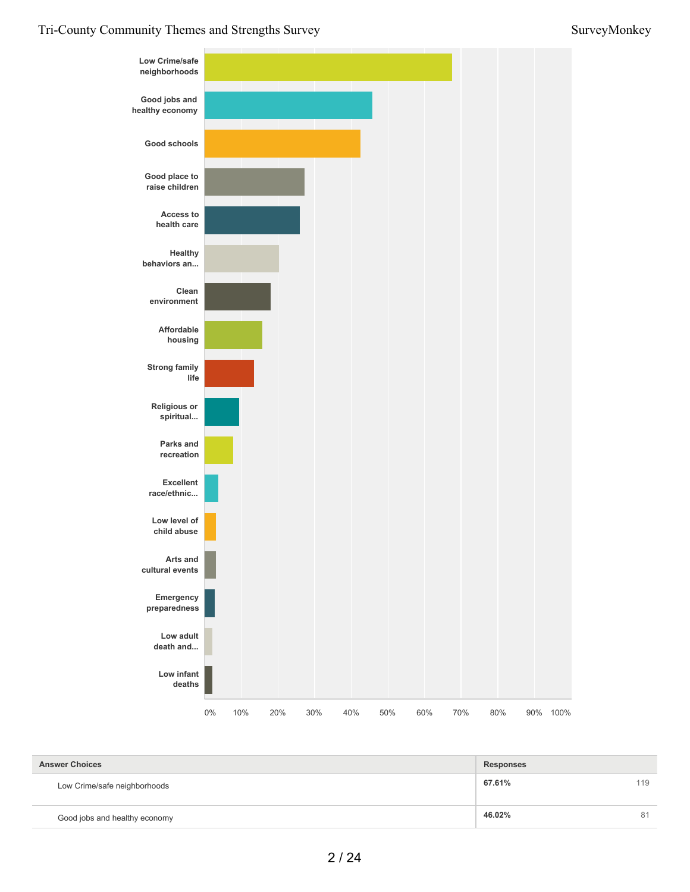Low Crime/safe neighborhoods

Good jobs and healthy economy

Good schools

Good place to raise children

Access to health care

Healthy behaviors an...

Clean environment

Affordable housing

Strong family life

Religious or spiritual...

Parks and recreation

Excellent race/ethnic...

Low level of child abuse

Arts and cultural events

Emergency preparedness

Low adult death and...

Low infant deaths

0% 10% 20% 30% 40% 50% 60% 70% 80% 90% 100%

| Answer Choices | Responses | |
|---|---|---|
| Low Crime/safe neighborhoods | **67.61%** | 119 |
| Good jobs and healthy economy | **46.02%** | 81 |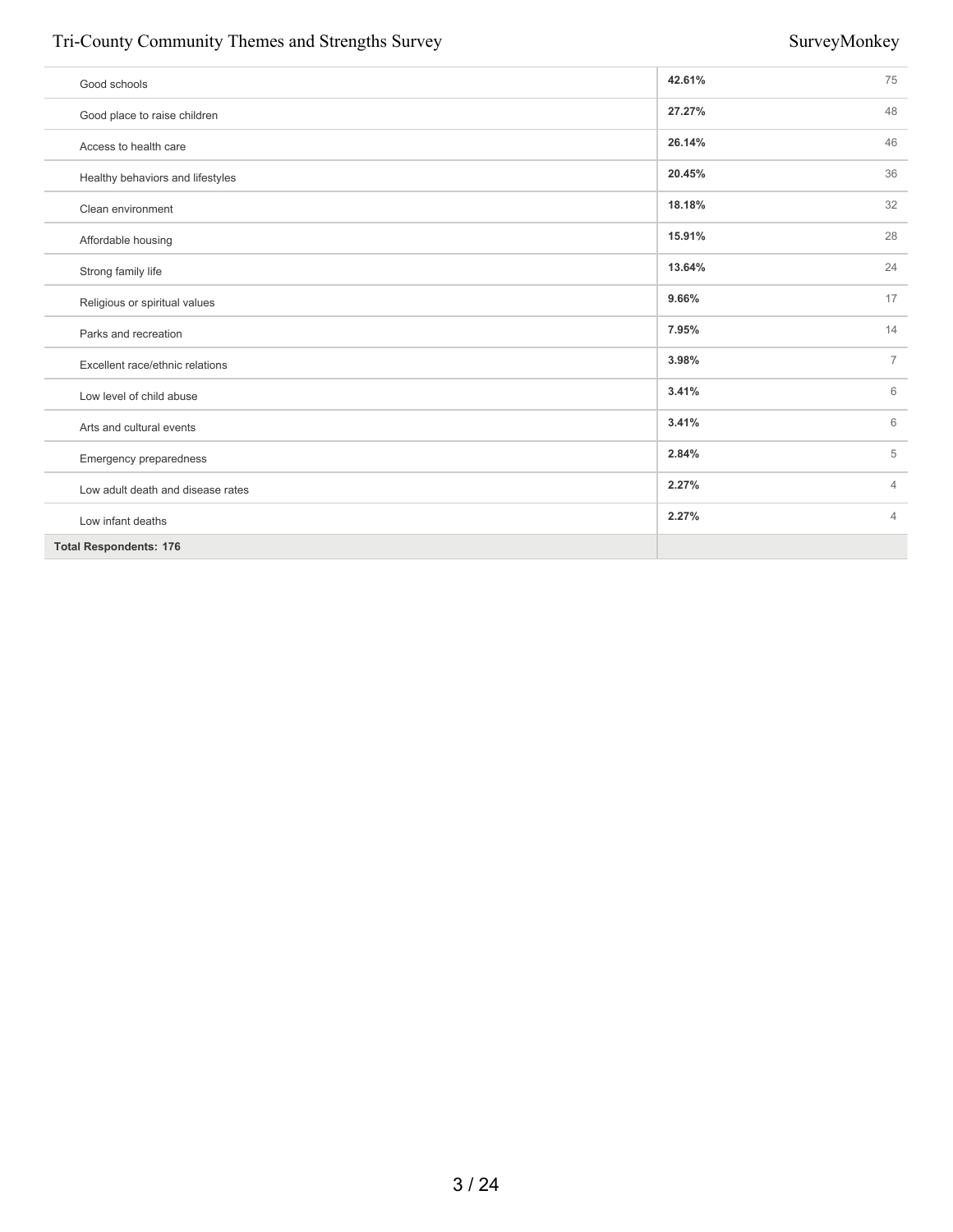| | | |
|---|---|---|
| Good schools | **42.61%** | 75 |
| Good place to raise children | **27.27%** | 48 |
| Access to health care | **26.14%** | 46 |
| Healthy behaviors and lifestyles | **20.45%** | 36 |
| Clean environment | **18.18%** | 32 |
| Affordable housing | **15.91%** | 28 |
| Strong family life | **13.64%** | 24 |
| Religious or spiritual values | **9.66%** | 17 |
| Parks and recreation | **7.95%** | 14 |
| Excellent race/ethnic relations | **3.98%** | 7 |
| Low level of child abuse | **3.41%** | 6 |
| Arts and cultural events | **3.41%** | 6 |
| Emergency preparedness | **2.84%** | 5 |
| Low adult death and disease rates | **2.27%** | 4 |
| Low infant deaths | **2.27%** | 4 |
| **Total Respondents: 176** | | |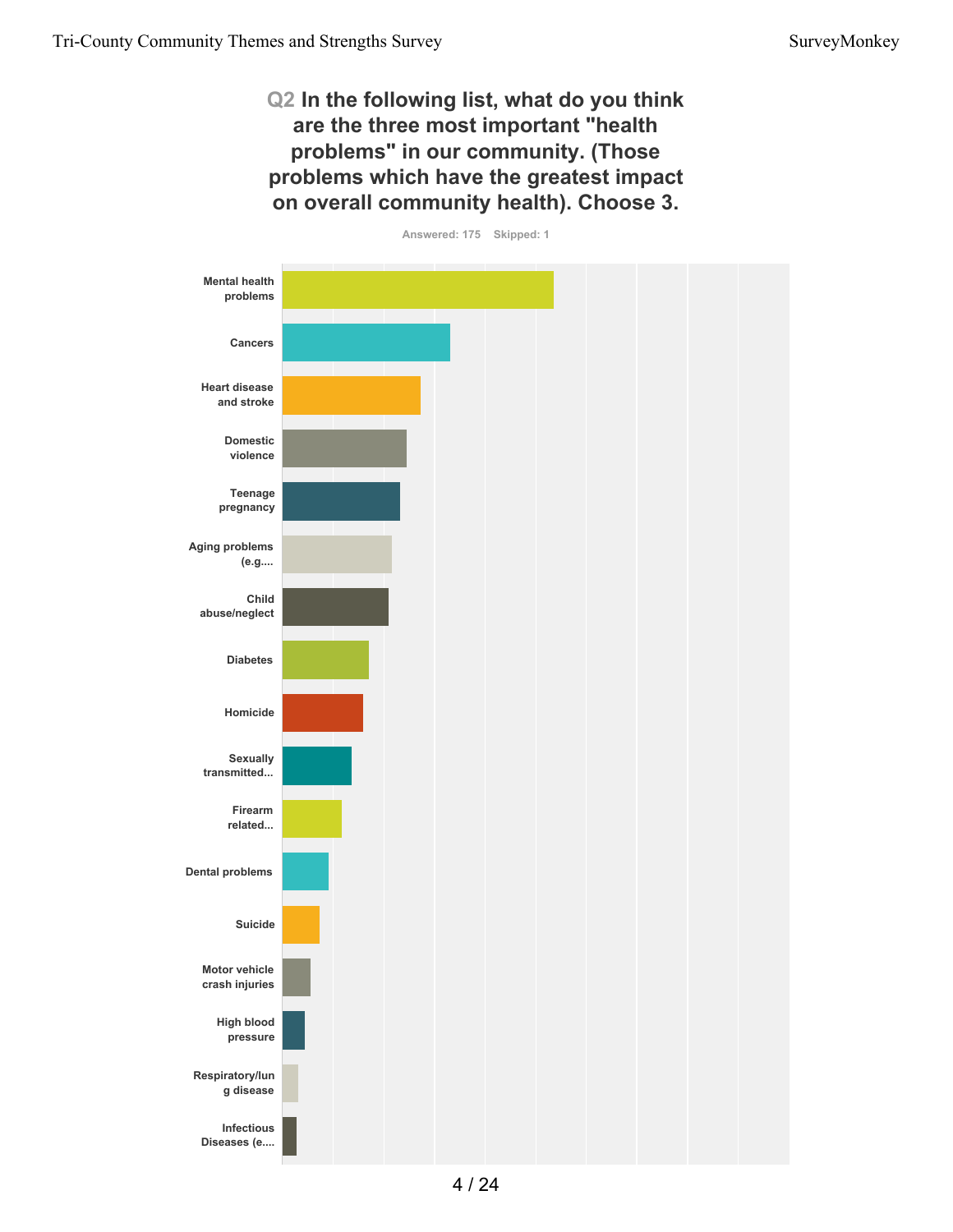## Q2 In the following list, what do you think are the three most important "health problems" in our community. (Those problems which have the greatest impact on overall community health). Choose 3.

Answered: 175 Skipped: 1

- Mental health problems
- Cancers
- Heart disease and stroke
- Domestic violence
- Teenage pregnancy
- Aging problems (e.g....
- Child abuse/neglect
- Diabetes
- Homicide
- Sexually transmitted...
- Firearm related...
- Dental problems
- Suicide
- Motor vehicle crash injuries
- High blood pressure
- Respiratory/lung disease
- Infectious Diseases (e....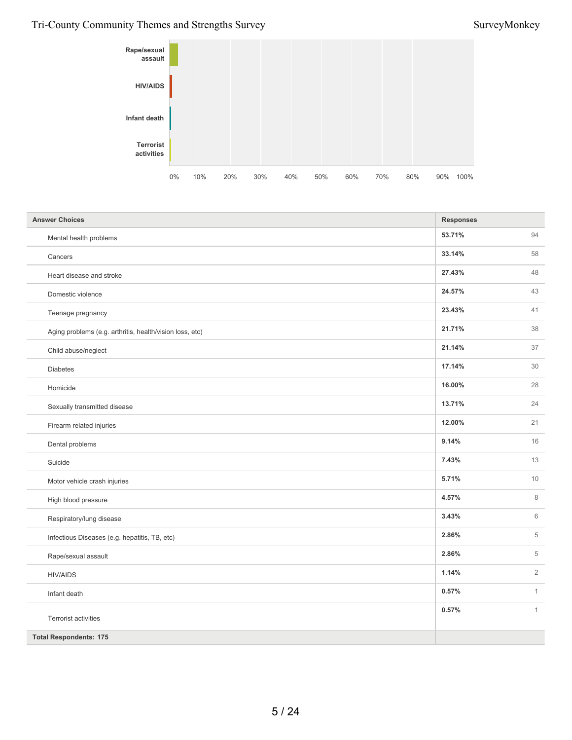| Answer Choices | Responses | |
|---|---|---|
| Mental health problems | 53.71% | 94 |
| Cancers | 33.14% | 58 |
| Heart disease and stroke | 27.43% | 48 |
| Domestic violence | 24.57% | 43 |
| Teenage pregnancy | 23.43% | 41 |
| Aging problems (e.g. arthritis, health/vision loss, etc) | 21.71% | 38 |
| Child abuse/neglect | 21.14% | 37 |
| Diabetes | 17.14% | 30 |
| Homicide | 16.00% | 28 |
| Sexually transmitted disease | 13.71% | 24 |
| Firearm related injuries | 12.00% | 21 |
| Dental problems | 9.14% | 16 |
| Suicide | 7.43% | 13 |
| Motor vehicle crash injuries | 5.71% | 10 |
| High blood pressure | 4.57% | 8 |
| Respiratory/lung disease | 3.43% | 6 |
| Infectious Diseases (e.g. hepatitis, TB, etc) | 2.86% | 5 |
| Rape/sexual assault | 2.86% | 5 |
| HIV/AIDS | 1.14% | 2 |
| Infant death | 0.57% | 1 |
| Terrorist activities | 0.57% | 1 |
| **Total Respondents: 175** | | |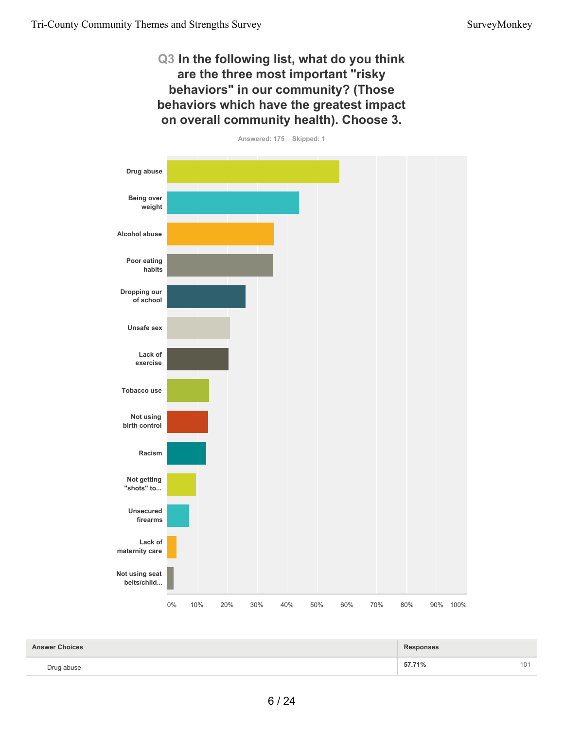## Q3 In the following list, what do you think are the three most important "risky behaviors" in our community? (Those behaviors which have the greatest impact on overall community health). Choose 3.

Answered: 175 Skipped: 1

Drug abuse

Being over weight

Alcohol abuse

Poor eating habits

Dropping our of school

Unsafe sex

Lack of exercise

Tobacco use

Not using birth control

Racism

Not getting "shots" to...

Unsecured firearms

Lack of maternity care

Not using seat belts/child...

0% 10% 20% 30% 40% 50% 60% 70% 80% 90% 100%

| Answer Choices | Responses | |
|---|---|---|
| Drug abuse | 57.71% | 101 |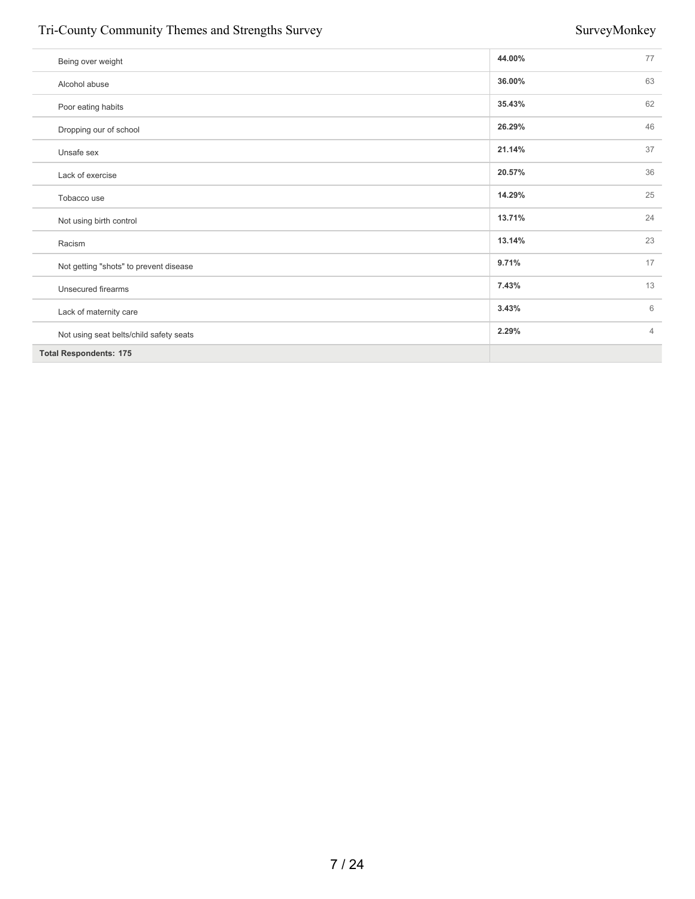| | | |
|---|---|---|
| Being over weight | **44.00%** | 77 |
| Alcohol abuse | **36.00%** | 63 |
| Poor eating habits | **35.43%** | 62 |
| Dropping our of school | **26.29%** | 46 |
| Unsafe sex | **21.14%** | 37 |
| Lack of exercise | **20.57%** | 36 |
| Tobacco use | **14.29%** | 25 |
| Not using birth control | **13.71%** | 24 |
| Racism | **13.14%** | 23 |
| Not getting "shots" to prevent disease | **9.71%** | 17 |
| Unsecured firearms | **7.43%** | 13 |
| Lack of maternity care | **3.43%** | 6 |
| Not using seat belts/child safety seats | **2.29%** | 4 |
| **Total Respondents: 175** | | |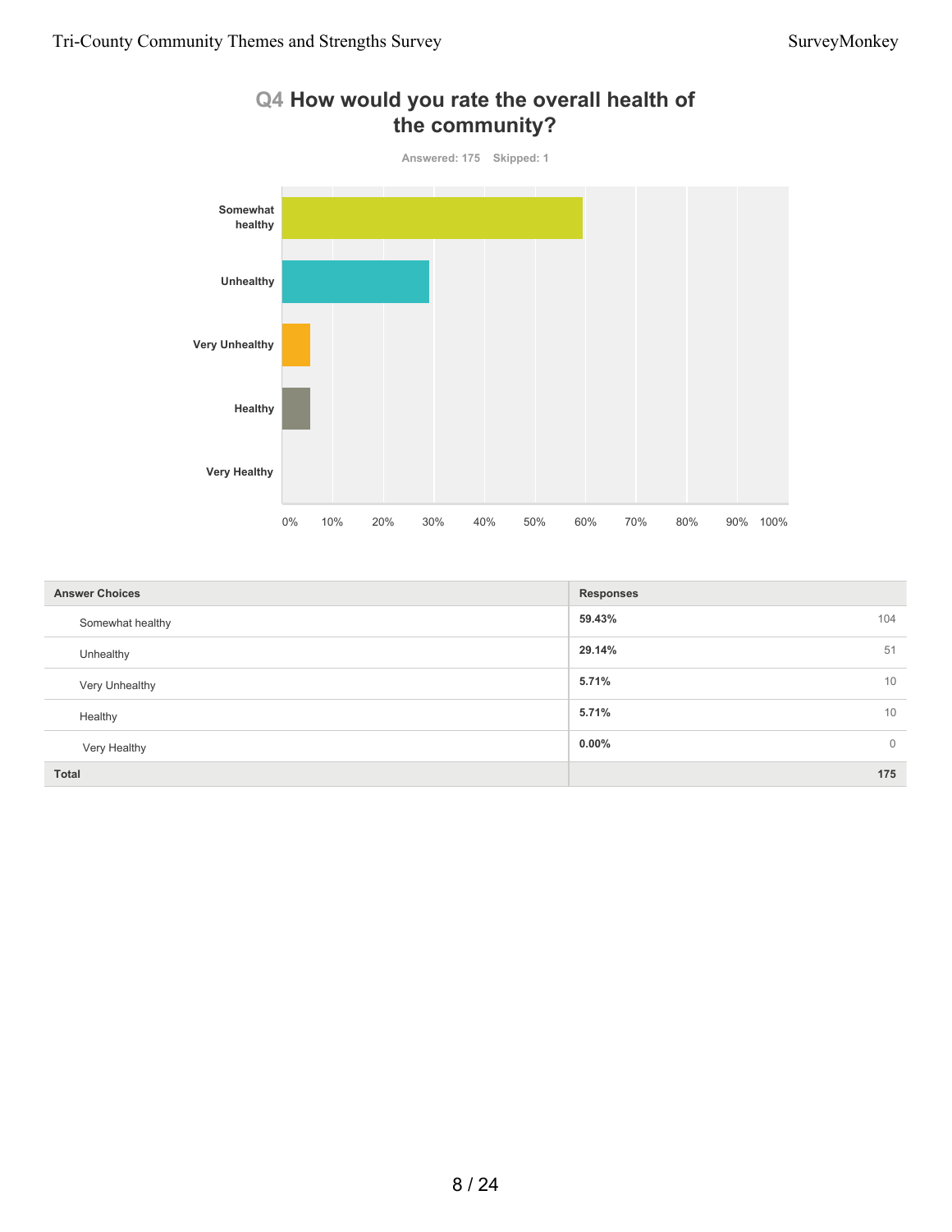## Q4 How would you rate the overall health of the community?

Answered: 175 Skipped: 1

| Answer Choices | Responses | |
|---|---|---|
| Somewhat healthy | 59.43% | 104 |
| Unhealthy | 29.14% | 51 |
| Very Unhealthy | 5.71% | 10 |
| Healthy | 5.71% | 10 |
| Very Healthy | 0.00% | 0 |
| **Total** | | **175** |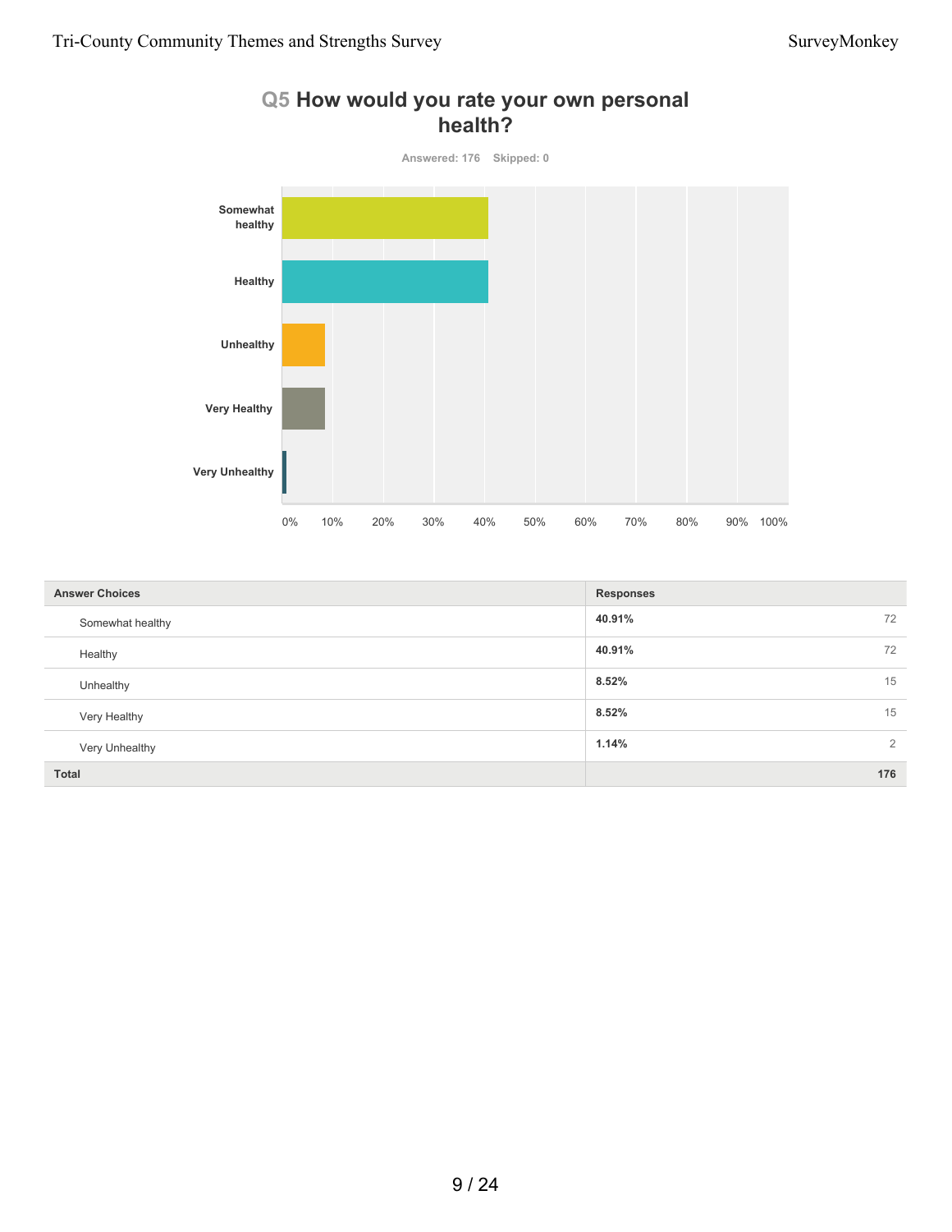## Q5 How would you rate your own personal health?

Answered: 176 Skipped: 0

| Answer Choices | Responses | |
|---|---|---|
| Somewhat healthy | **40.91%** | 72 |
| Healthy | **40.91%** | 72 |
| Unhealthy | **8.52%** | 15 |
| Very Healthy | **8.52%** | 15 |
| Very Unhealthy | **1.14%** | 2 |
| **Total** | | **176** |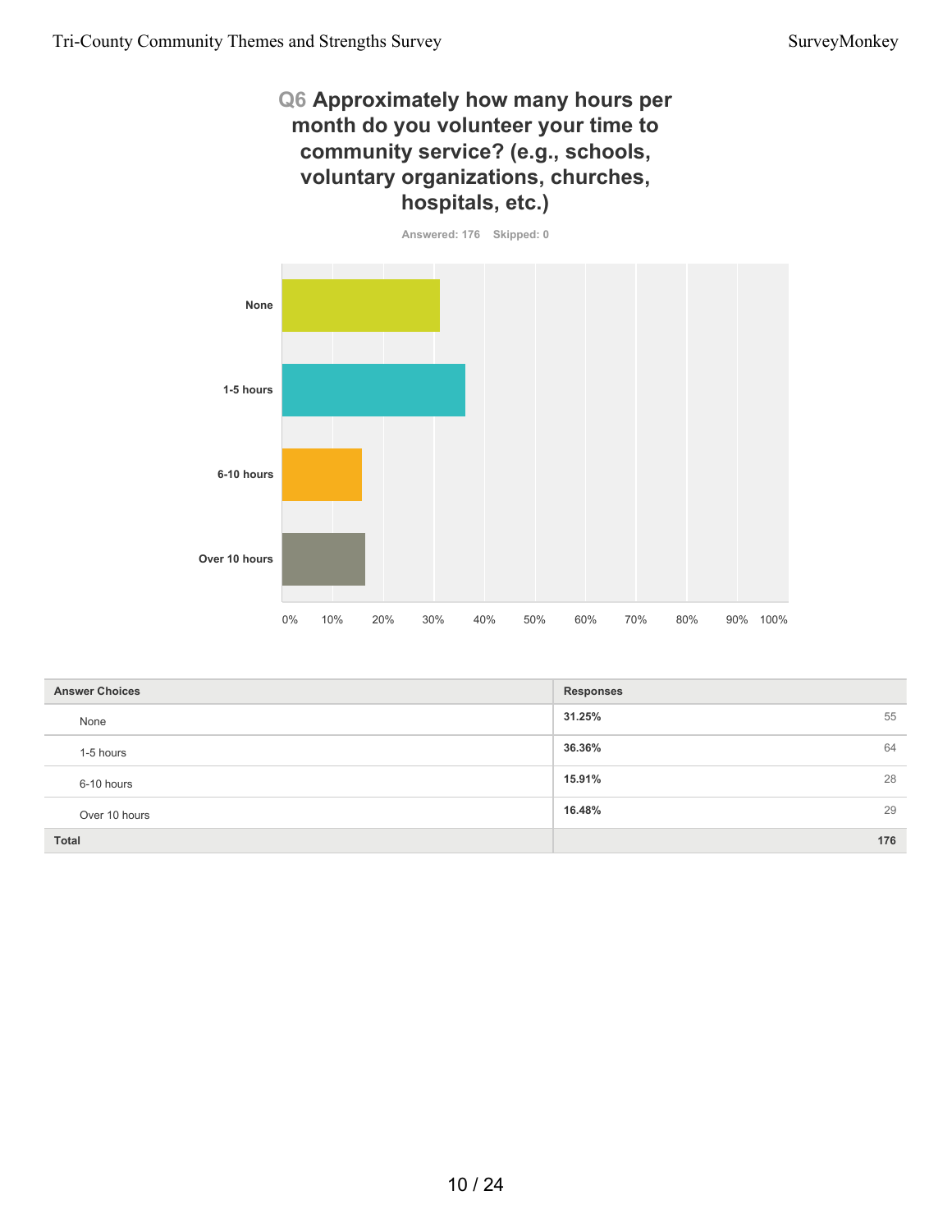## Q6 Approximately how many hours per month do you volunteer your time to community service? (e.g., schools, voluntary organizations, churches, hospitals, etc.)

Answered: 176 Skipped: 0

| Answer Choices | Responses | |
|---|---|---|
| None | 31.25% | 55 |
| 1-5 hours | 36.36% | 64 |
| 6-10 hours | 15.91% | 28 |
| Over 10 hours | 16.48% | 29 |
| **Total** | | **176** |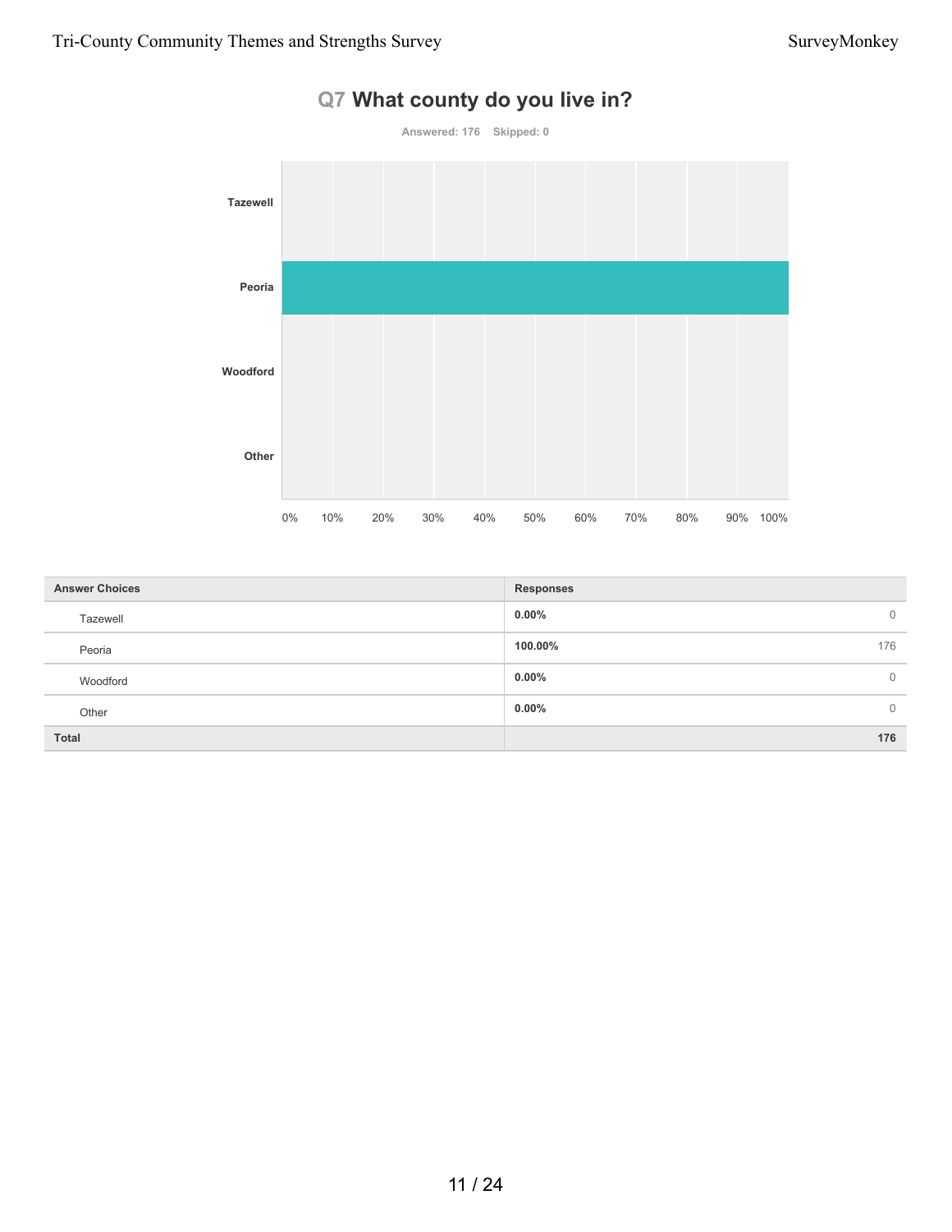## Q7 What county do you live in?

Answered: 176 Skipped: 0

| Answer Choices | Responses | |
|---|---|---|
| Tazewell | 0.00% | 0 |
| Peoria | 100.00% | 176 |
| Woodford | 0.00% | 0 |
| Other | 0.00% | 0 |
| **Total** | | **176** |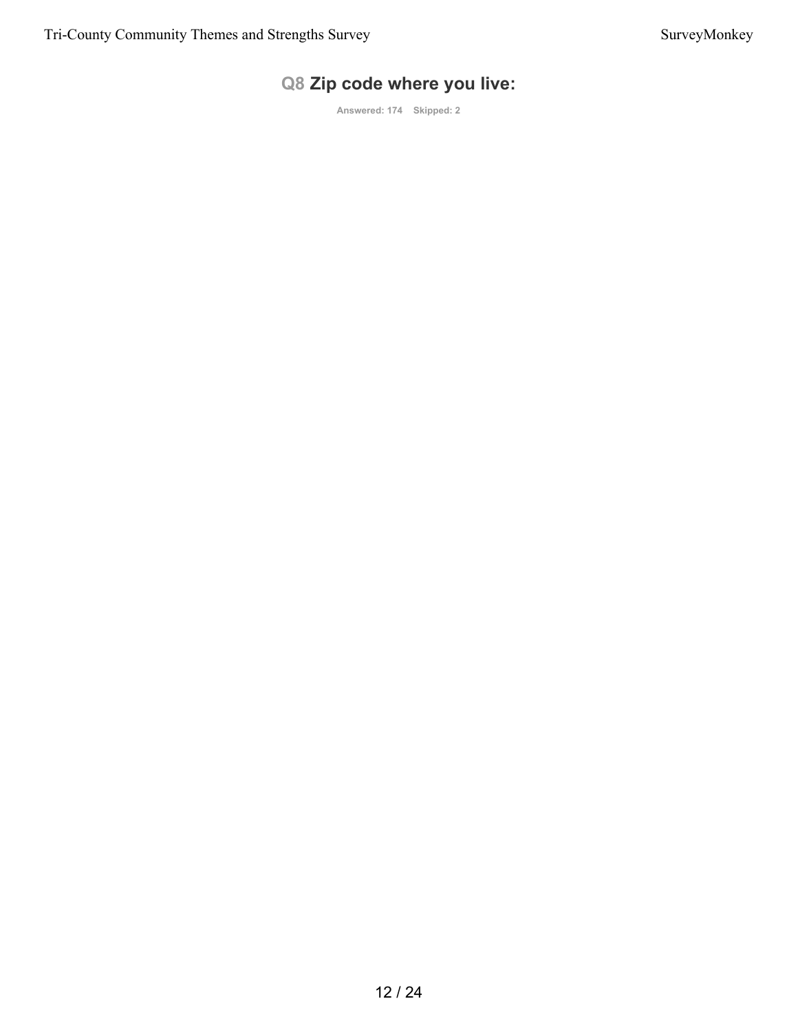## Q8 Zip code where you live:

Answered: 174 Skipped: 2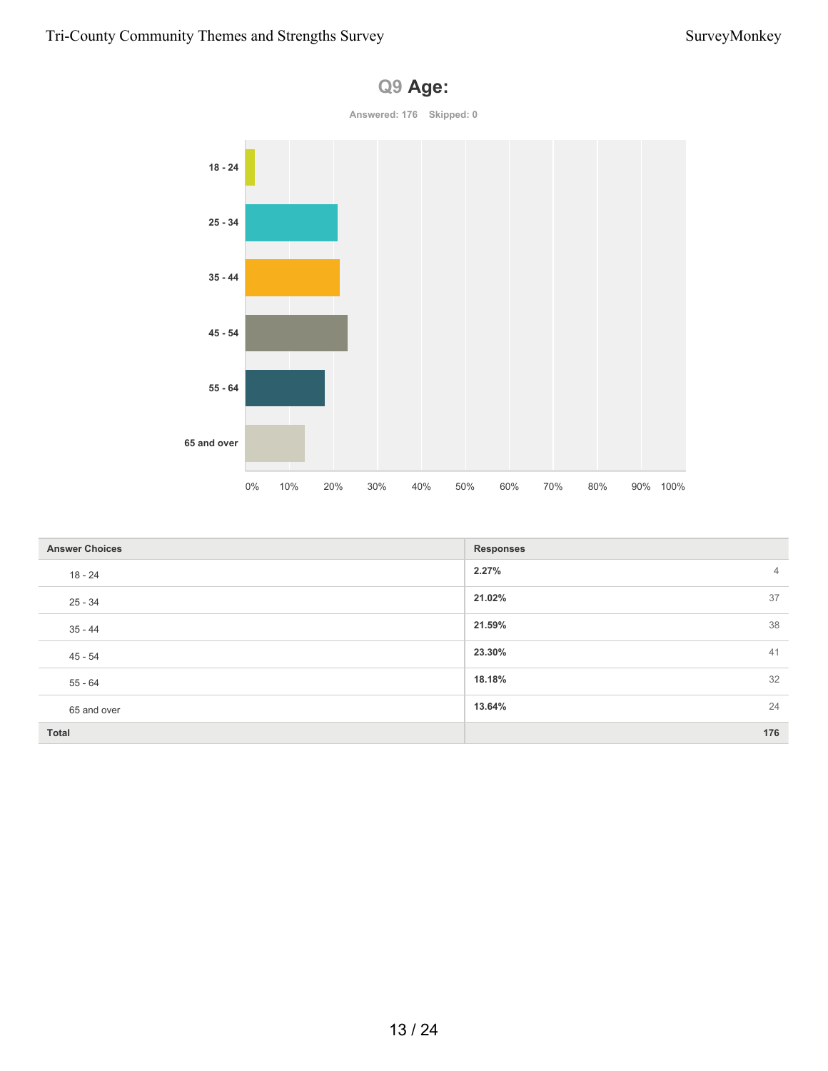## Q9 Age:

Answered: 176 Skipped: 0

| Answer Choices | Responses | |
|---|---|---|
| 18 - 24 | 2.27% | 4 |
| 25 - 34 | 21.02% | 37 |
| 35 - 44 | 21.59% | 38 |
| 45 - 54 | 23.30% | 41 |
| 55 - 64 | 18.18% | 32 |
| 65 and over | 13.64% | 24 |
| Total | | 176 |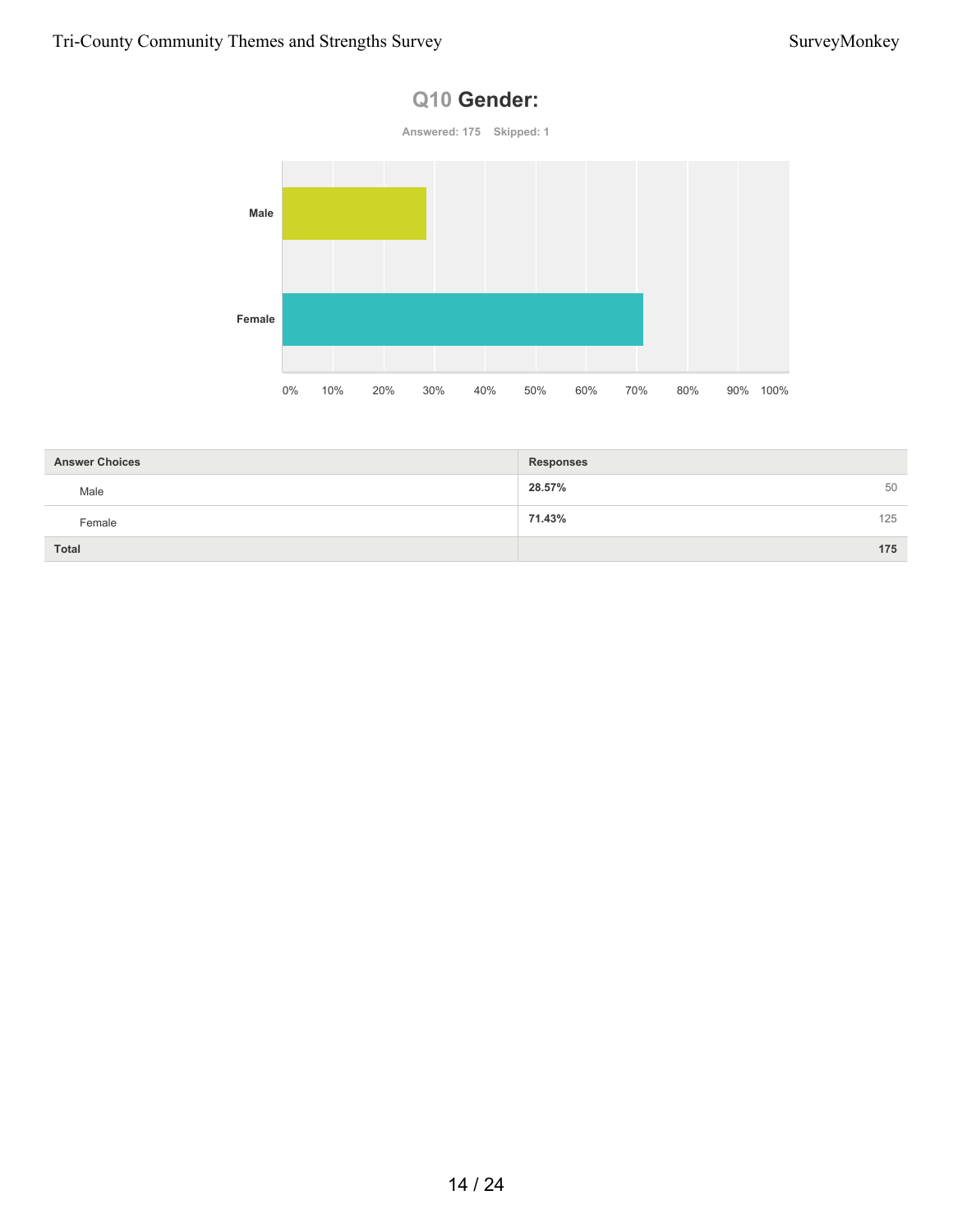## Q10 Gender:

Answered: 175 Skipped: 1

| Answer Choices | Responses | |
|---|---|---|
| Male | 28.57% | 50 |
| Female | 71.43% | 125 |
| Total | | 175 |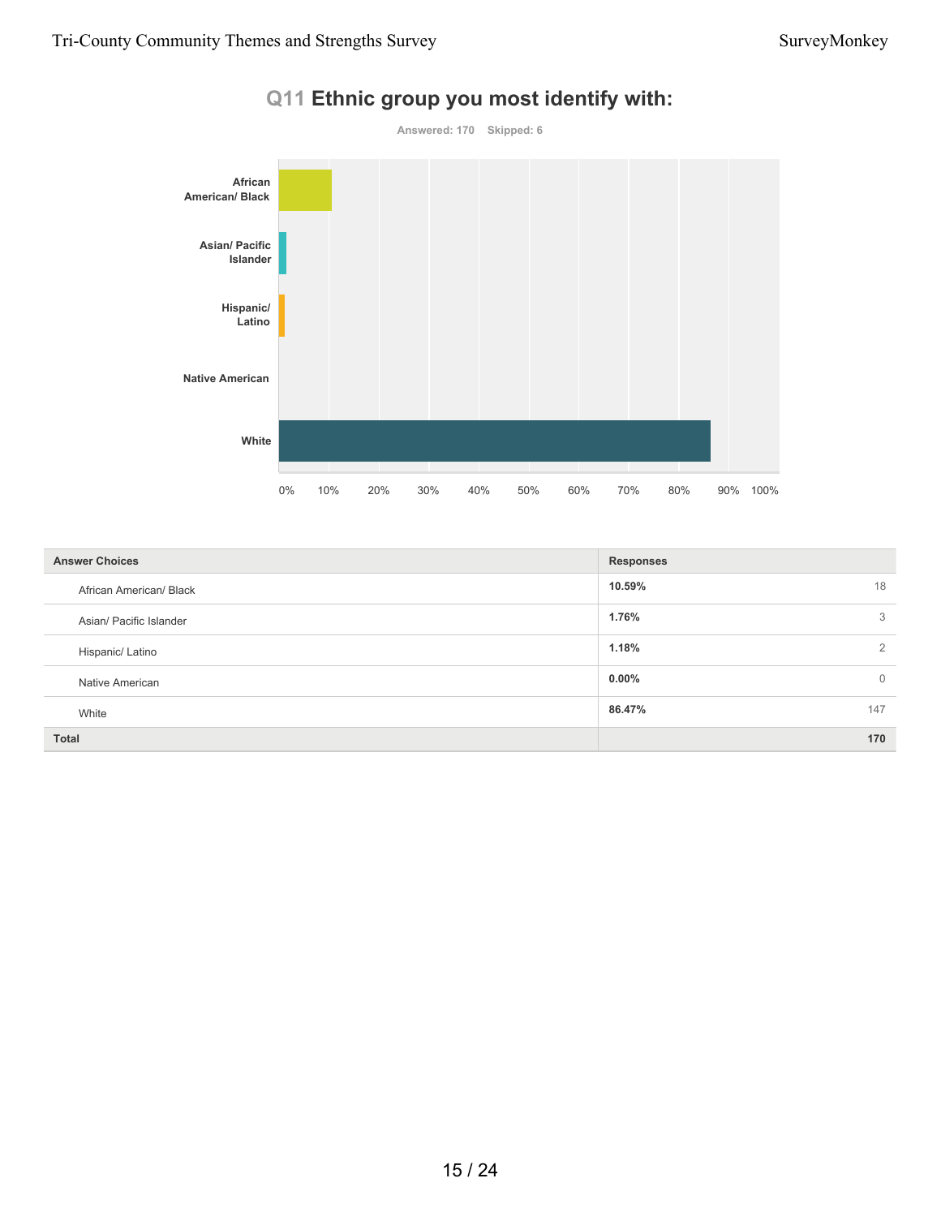## Q11 Ethnic group you most identify with:

Answered: 170 Skipped: 6

| Answer Choices | Responses | |
|---|---|---|
| African American/ Black | 10.59% | 18 |
| Asian/ Pacific Islander | 1.76% | 3 |
| Hispanic/ Latino | 1.18% | 2 |
| Native American | 0.00% | 0 |
| White | 86.47% | 147 |
| **Total** | | **170** |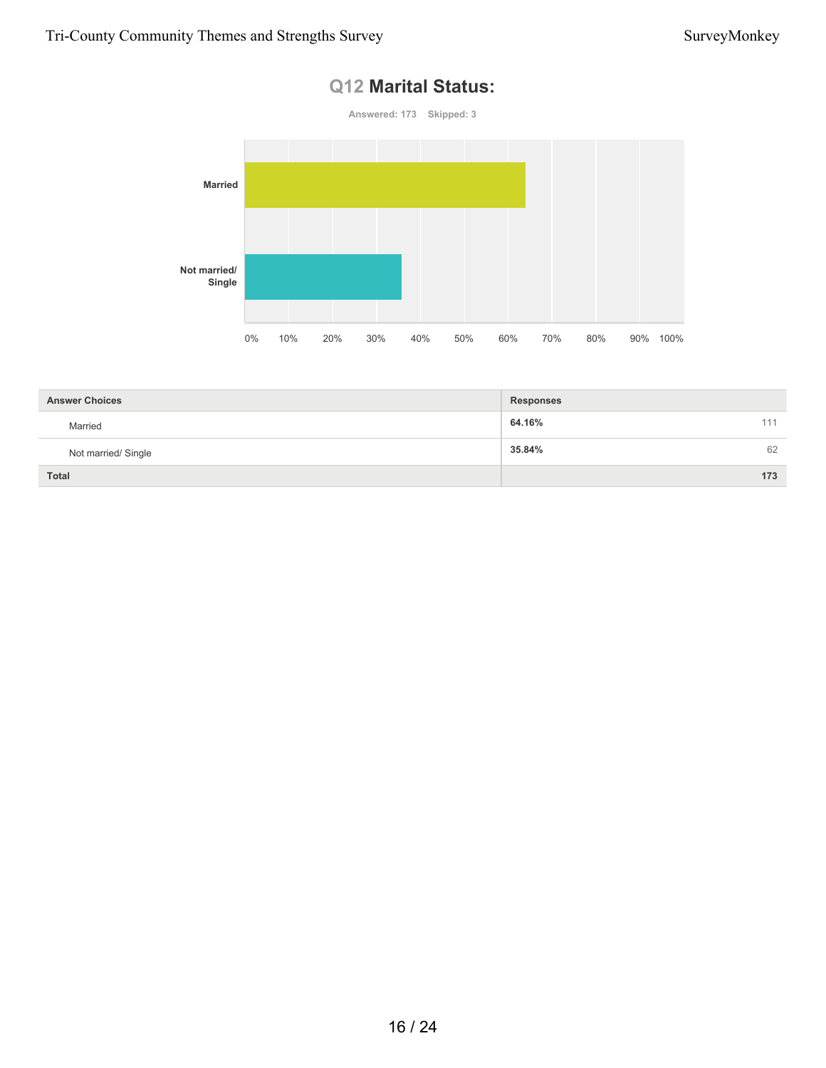## Q12 Marital Status:

Answered: 173 Skipped: 3

| Answer Choices | Responses | |
|---|---|---|
| Married | 64.16% | 111 |
| Not married/ Single | 35.84% | 62 |
| **Total** | | **173** |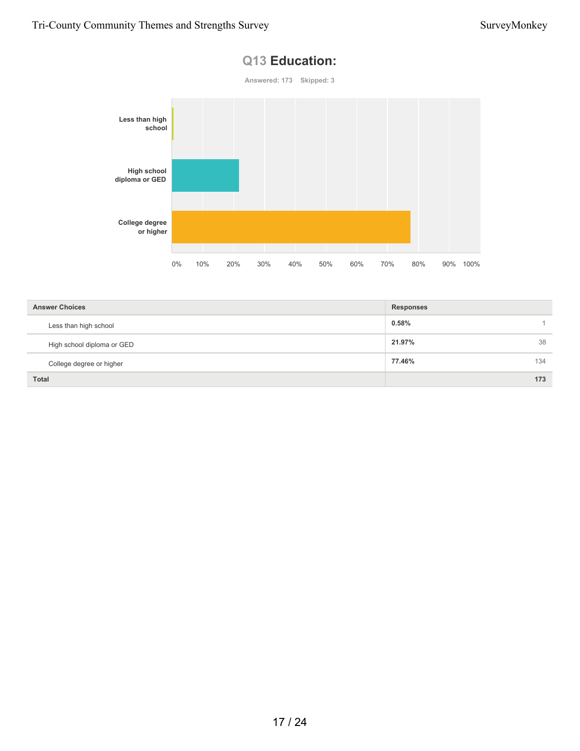## Q13 Education:

Answered: 173 Skipped: 3

| Answer Choices | Responses | |
|---|---|---|
| Less than high school | 0.58% | 1 |
| High school diploma or GED | 21.97% | 38 |
| College degree or higher | 77.46% | 134 |
| **Total** | | **173** |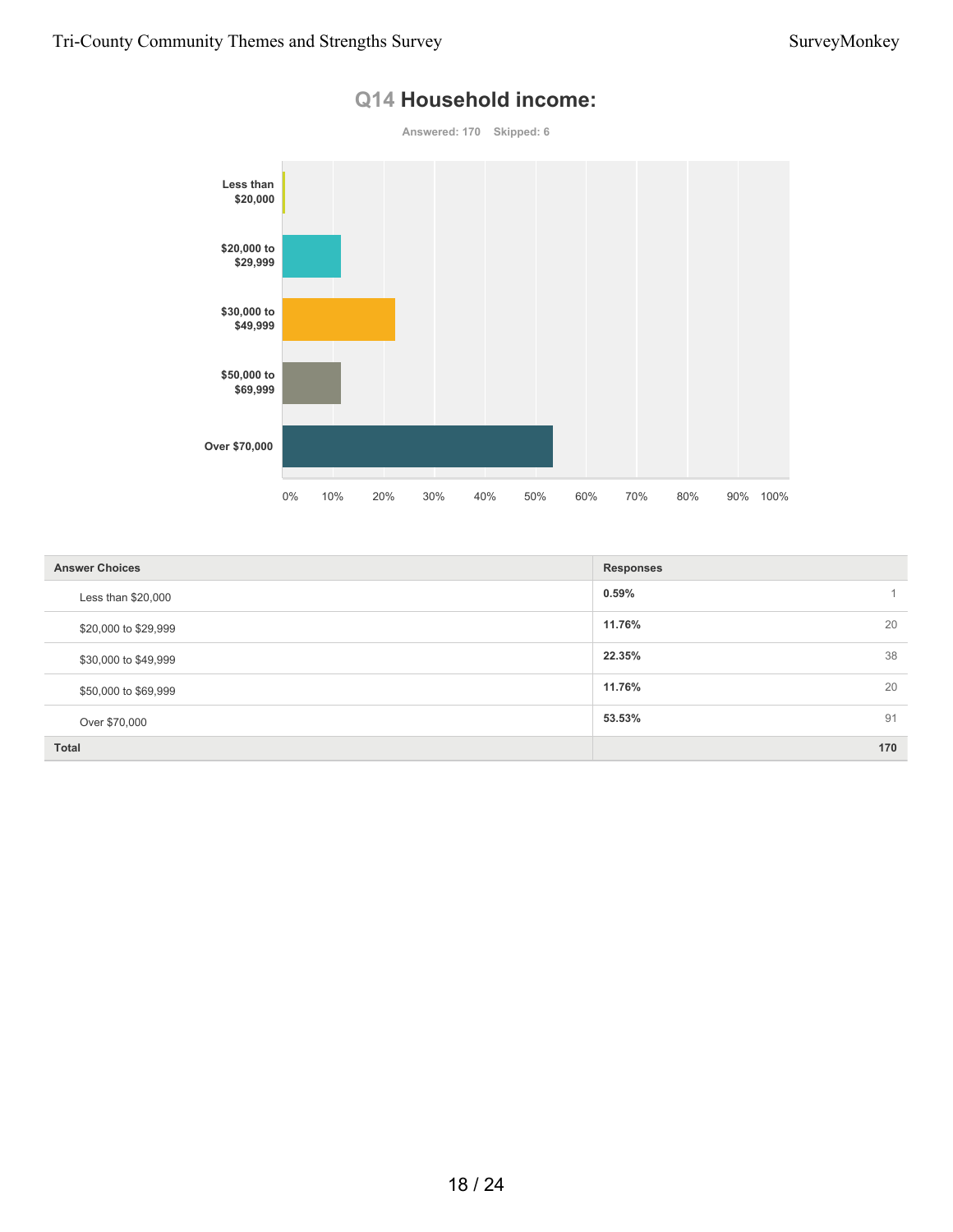# Q14 Household income:

Answered: 170 Skipped: 6

| Answer Choices | Responses | |
|---|---|---|
| Less than $20,000 | 0.59% | 1 |
| $20,000 to $29,999 | 11.76% | 20 |
| $30,000 to $49,999 | 22.35% | 38 |
| $50,000 to $69,999 | 11.76% | 20 |
| Over $70,000 | 53.53% | 91 |
| **Total** | | **170** |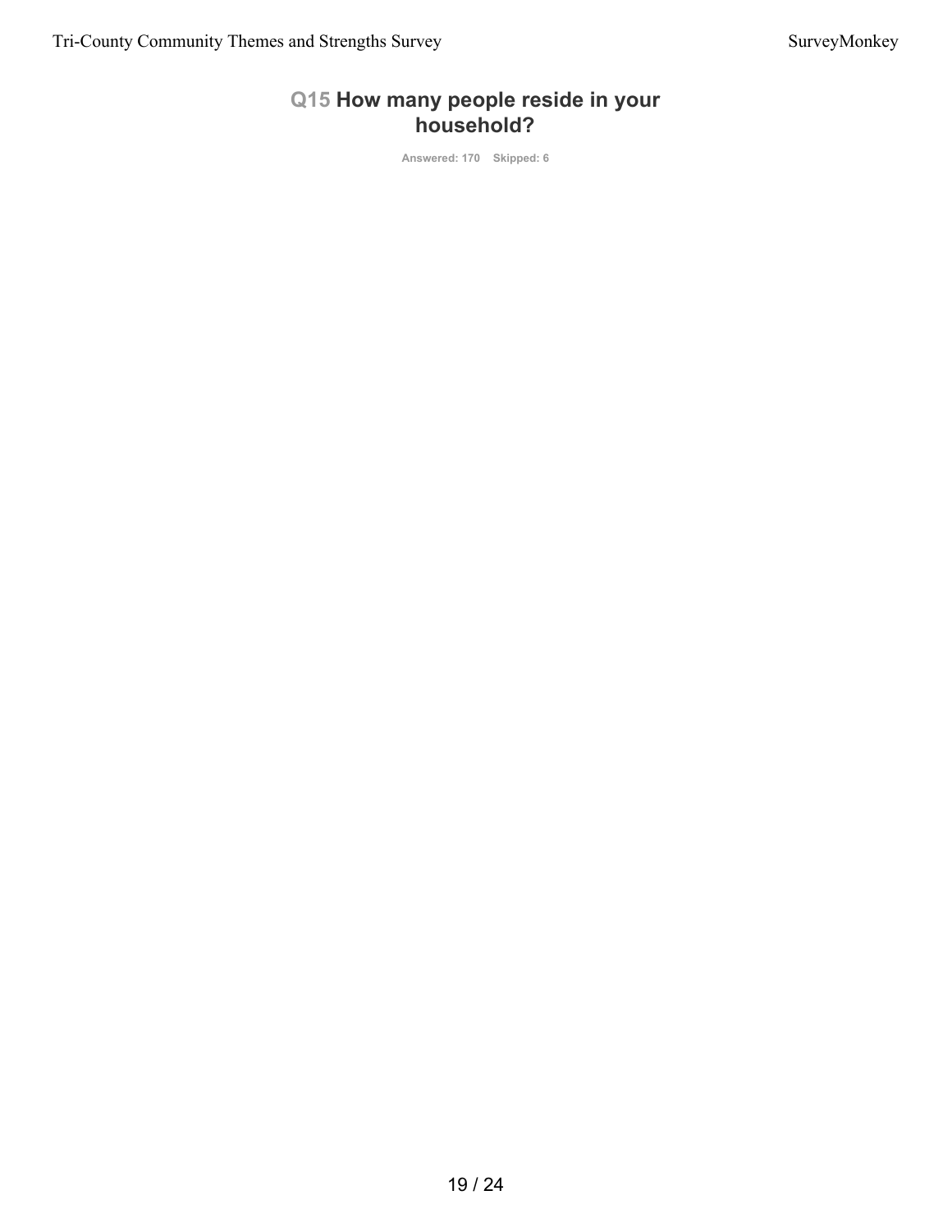## Q15 How many people reside in your household?

Answered: 170 Skipped: 6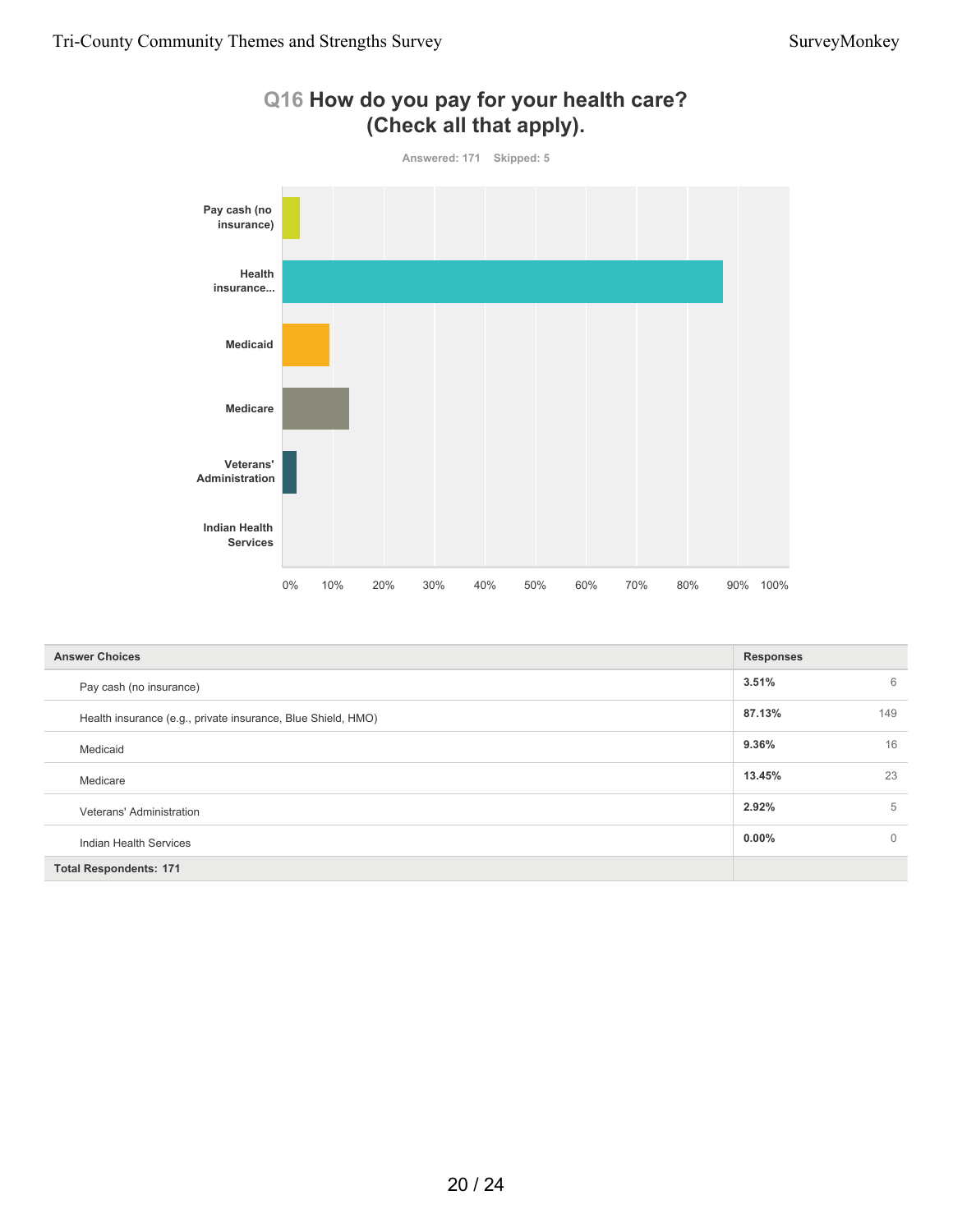## Q16 How do you pay for your health care? (Check all that apply).

Answered: 171 Skipped: 5

| Answer Choices | Responses | |
|---|---|---|
| Pay cash (no insurance) | 3.51% | 6 |
| Health insurance (e.g., private insurance, Blue Shield, HMO) | 87.13% | 149 |
| Medicaid | 9.36% | 16 |
| Medicare | 13.45% | 23 |
| Veterans' Administration | 2.92% | 5 |
| Indian Health Services | 0.00% | 0 |
| **Total Respondents: 171** | | |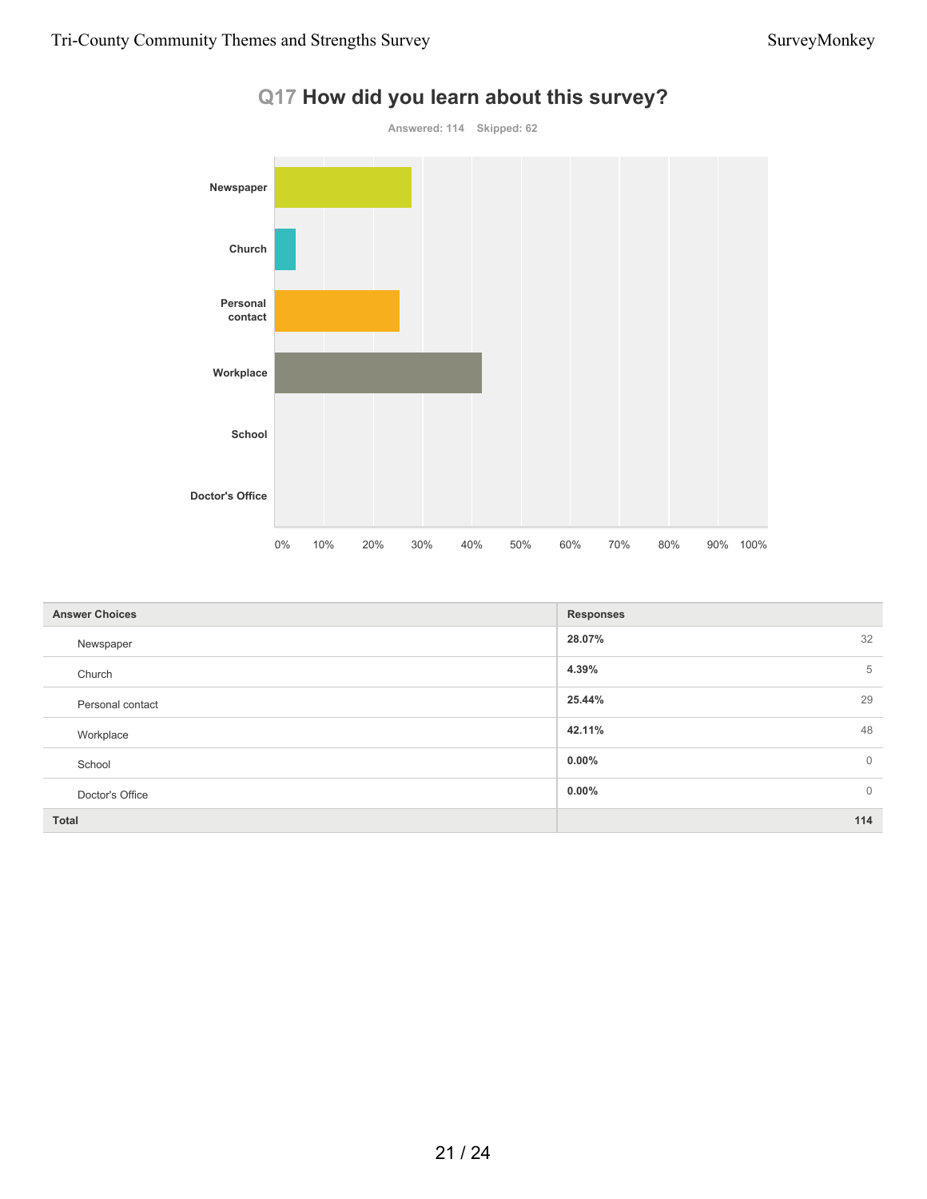## Q17 How did you learn about this survey?

Answered: 114 Skipped: 62

| Answer Choices | Responses | |
|---|---|---|
| Newspaper | 28.07% | 32 |
| Church | 4.39% | 5 |
| Personal contact | 25.44% | 29 |
| Workplace | 42.11% | 48 |
| School | 0.00% | 0 |
| Doctor's Office | 0.00% | 0 |
| **Total** | | **114** |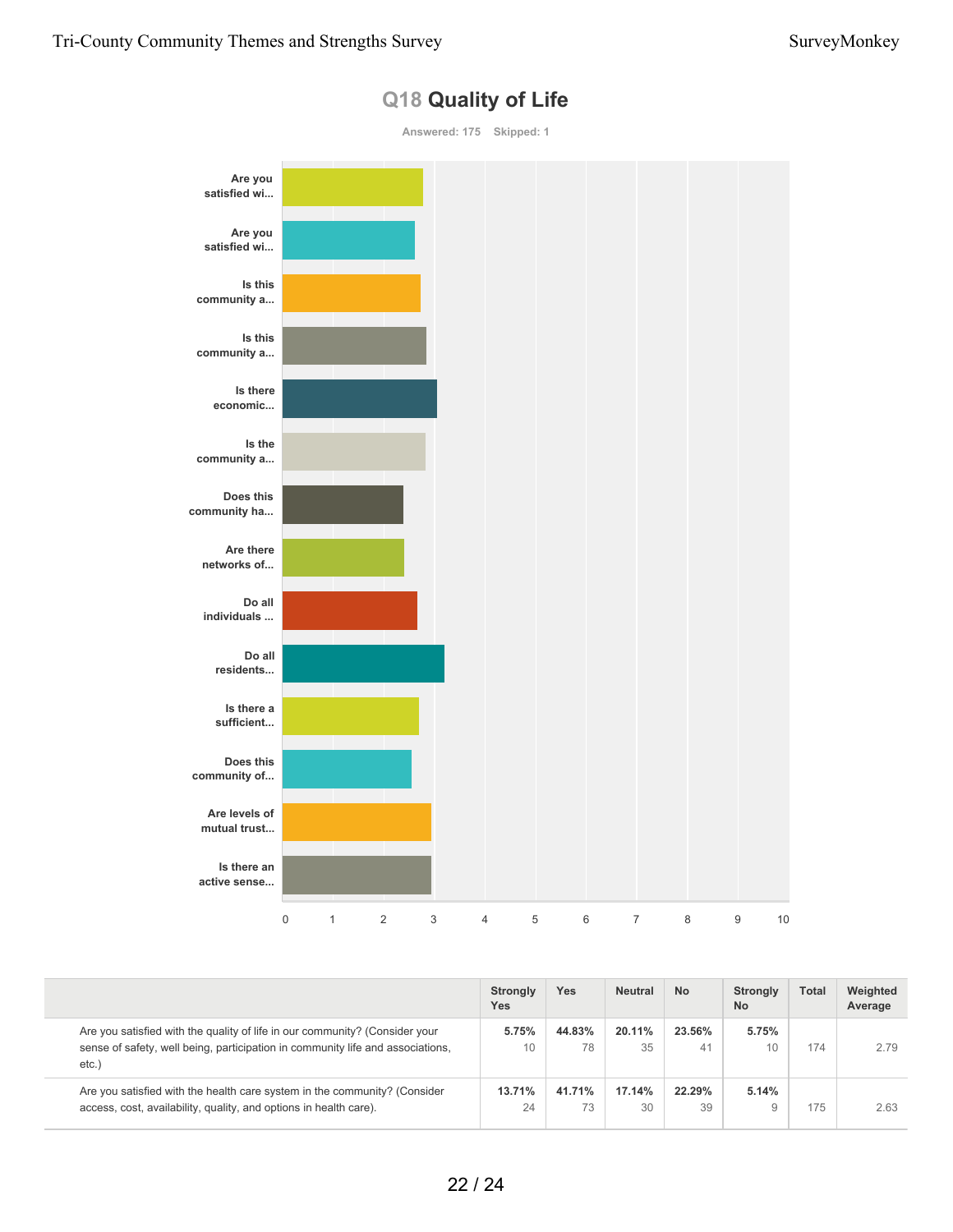## Q18 Quality of Life

Answered: 175 Skipped: 1

| | Strongly Yes | Yes | Neutral | No | Strongly No | Total | Weighted Average |
|---|---|---|---|---|---|---|---|
| Are you satisfied with the quality of life in our community? (Consider your sense of safety, well being, participation in community life and associations, etc.) | 5.75% 10 | 44.83% 78 | 20.11% 35 | 23.56% 41 | 5.75% 10 | 174 | 2.79 |
| Are you satisfied with the health care system in the community? (Consider access, cost, availability, quality, and options in health care). | 13.71% 24 | 41.71% 73 | 17.14% 30 | 22.29% 39 | 5.14% 9 | 175 | 2.63 |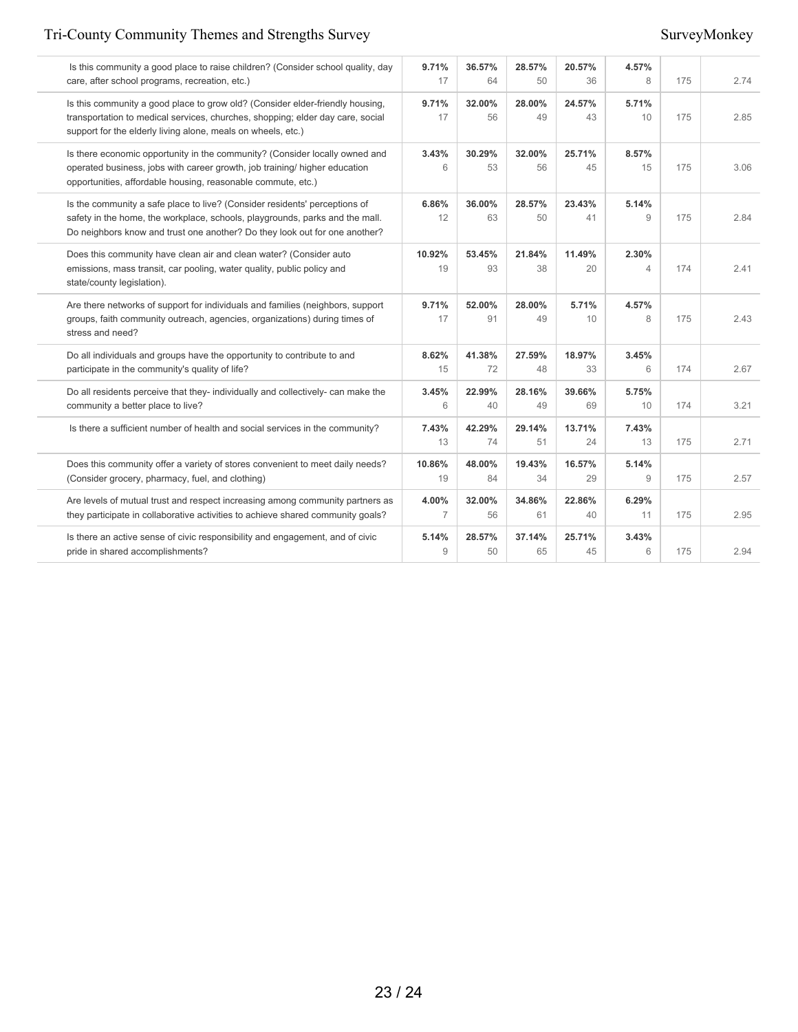| | | | | | | | |
|---|---|---|---|---|---|---|---|
| Is this community a good place to raise children? (Consider school quality, day care, after school programs, recreation, etc.) | **9.71%**<br>17 | **36.57%**<br>64 | **28.57%**<br>50 | **20.57%**<br>36 | **4.57%**<br>8 | 175 | 2.74 |
| Is this community a good place to grow old? (Consider elder-friendly housing, transportation to medical services, churches, shopping; elder day care, social support for the elderly living alone, meals on wheels, etc.) | **9.71%**<br>17 | **32.00%**<br>56 | **28.00%**<br>49 | **24.57%**<br>43 | **5.71%**<br>10 | 175 | 2.85 |
| Is there economic opportunity in the community? (Consider locally owned and operated business, jobs with career growth, job training/ higher education opportunities, affordable housing, reasonable commute, etc.) | **3.43%**<br>6 | **30.29%**<br>53 | **32.00%**<br>56 | **25.71%**<br>45 | **8.57%**<br>15 | 175 | 3.06 |
| Is the community a safe place to live? (Consider residents' perceptions of safety in the home, the workplace, schools, playgrounds, parks and the mall. Do neighbors know and trust one another? Do they look out for one another? | **6.86%**<br>12 | **36.00%**<br>63 | **28.57%**<br>50 | **23.43%**<br>41 | **5.14%**<br>9 | 175 | 2.84 |
| Does this community have clean air and clean water? (Consider auto emissions, mass transit, car pooling, water quality, public policy and state/county legislation). | **10.92%**<br>19 | **53.45%**<br>93 | **21.84%**<br>38 | **11.49%**<br>20 | **2.30%**<br>4 | 174 | 2.41 |
| Are there networks of support for individuals and families (neighbors, support groups, faith community outreach, agencies, organizations) during times of stress and need? | **9.71%**<br>17 | **52.00%**<br>91 | **28.00%**<br>49 | **5.71%**<br>10 | **4.57%**<br>8 | 175 | 2.43 |
| Do all individuals and groups have the opportunity to contribute to and participate in the community's quality of life? | **8.62%**<br>15 | **41.38%**<br>72 | **27.59%**<br>48 | **18.97%**<br>33 | **3.45%**<br>6 | 174 | 2.67 |
| Do all residents perceive that they- individually and collectively- can make the community a better place to live? | **3.45%**<br>6 | **22.99%**<br>40 | **28.16%**<br>49 | **39.66%**<br>69 | **5.75%**<br>10 | 174 | 3.21 |
| Is there a sufficient number of health and social services in the community? | **7.43%**<br>13 | **42.29%**<br>74 | **29.14%**<br>51 | **13.71%**<br>24 | **7.43%**<br>13 | 175 | 2.71 |
| Does this community offer a variety of stores convenient to meet daily needs? (Consider grocery, pharmacy, fuel, and clothing) | **10.86%**<br>19 | **48.00%**<br>84 | **19.43%**<br>34 | **16.57%**<br>29 | **5.14%**<br>9 | 175 | 2.57 |
| Are levels of mutual trust and respect increasing among community partners as they participate in collaborative activities to achieve shared community goals? | **4.00%**<br>7 | **32.00%**<br>56 | **34.86%**<br>61 | **22.86%**<br>40 | **6.29%**<br>11 | 175 | 2.95 |
| Is there an active sense of civic responsibility and engagement, and of civic pride in shared accomplishments? | **5.14%**<br>9 | **28.57%**<br>50 | **37.14%**<br>65 | **25.71%**<br>45 | **3.43%**<br>6 | 175 | 2.94 |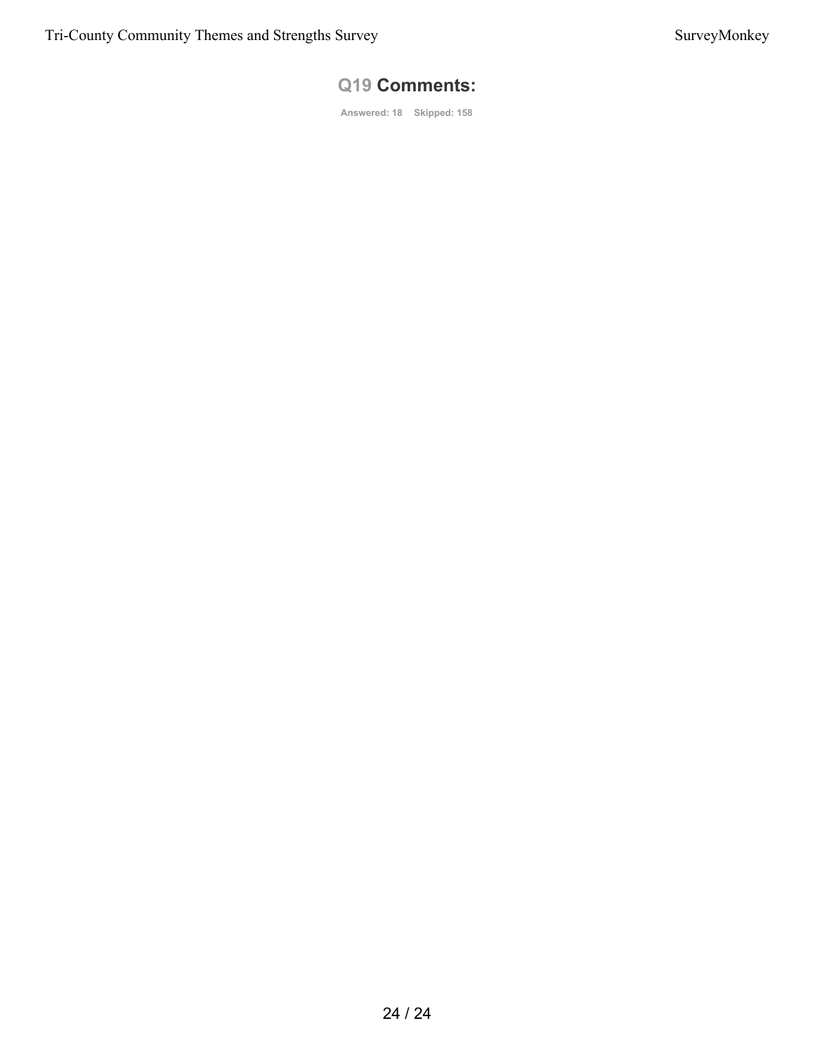## Q19 Comments:

Answered: 18 Skipped: 158